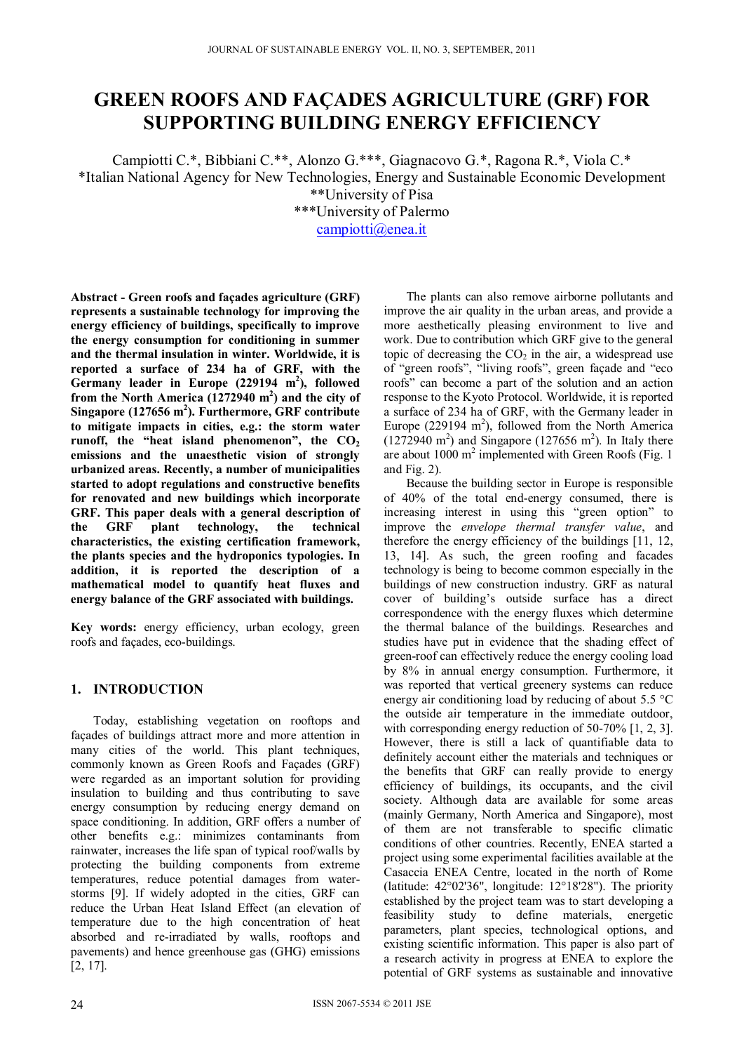# GREEN ROOFS AND FAÇADES AGRICULTURE (GRF) FOR SUPPORTING BUILDING ENERGY EFFICIENCY

Campiotti C.*, Bibbiani C.**, Alonzo G.***, Giagnacovo G.*, Ragona R.*, Viola C.*

*Italian National Agency for New Technologies, Energy and Sustainable Economic Development

**University of Pisa

***University of Palermo

campiotti@enea.it

**Abstract - Green roofs and façades agriculture (GRF) represents a sustainable technology for improving the energy efficiency of buildings, specifically to improve the energy consumption for conditioning in summer and the thermal insulation in winter. Worldwide, it is reported a surface of 234 ha of GRF, with the Germany leader in Europe (229194 m$^2$), followed from the North America (1272940 m$^2$) and the city of Singapore (127656 m$^2$). Furthermore, GRF contribute to mitigate impacts in cities, e.g.: the storm water runoff, the "heat island phenomenon", the $CO_2$ emissions and the unaesthetic vision of strongly urbanized areas. Recently, a number of municipalities started to adopt regulations and constructive benefits for renovated and new buildings which incorporate GRF. This paper deals with a general description of the GRF plant technology, the technical characteristics, the existing certification framework, the plants species and the hydroponics typologies. In addition, it is reported the description of a mathematical model to quantify heat fluxes and energy balance of the GRF associated with buildings.**

**Key words:** energy efficiency, urban ecology, green roofs and façades, eco-buildings.

## 1. INTRODUCTION

Today, establishing vegetation on rooftops and façades of buildings attract more and more attention in many cities of the world. This plant techniques, commonly known as Green Roofs and Façades (GRF) were regarded as an important solution for providing insulation to building and thus contributing to save energy consumption by reducing energy demand on space conditioning. In addition, GRF offers a number of other benefits e.g.: minimizes contaminants from rainwater, increases the life span of typical roof/walls by protecting the building components from extreme temperatures, reduce potential damages from water-storms [9]. If widely adopted in the cities, GRF can reduce the Urban Heat Island Effect (an elevation of temperature due to the high concentration of heat absorbed and re-irradiated by walls, rooftops and pavements) and hence greenhouse gas (GHG) emissions [2, 17].

The plants can also remove airborne pollutants and improve the air quality in the urban areas, and provide a more aesthetically pleasing environment to live and work. Due to contribution which GRF give to the general topic of decreasing the $CO_2$ in the air, a widespread use of "green roofs", "living roofs", green façade and "eco roofs" can become a part of the solution and an action response to the Kyoto Protocol. Worldwide, it is reported a surface of 234 ha of GRF, with the Germany leader in Europe (229194 m$^2$), followed from the North America (1272940 m$^2$) and Singapore (127656 m$^2$). In Italy there are about 1000 m$^2$ implemented with Green Roofs (Fig. 1 and Fig. 2).

Because the building sector in Europe is responsible of 40% of the total end-energy consumed, there is increasing interest in using this "green option" to improve the *envelope thermal transfer value*, and therefore the energy efficiency of the buildings [11, 12, 13, 14]. As such, the green roofing and facades technology is being to become common especially in the buildings of new construction industry. GRF as natural cover of building's outside surface has a direct correspondence with the energy fluxes which determine the thermal balance of the buildings. Researches and studies have put in evidence that the shading effect of green-roof can effectively reduce the energy cooling load by 8% in annual energy consumption. Furthermore, it was reported that vertical greenery systems can reduce energy air conditioning load by reducing of about 5.5 °C the outside air temperature in the immediate outdoor, with corresponding energy reduction of 50-70% [1, 2, 3]. However, there is still a lack of quantifiable data to definitely account either the materials and techniques or the benefits that GRF can really provide to energy efficiency of buildings, its occupants, and the civil society. Although data are available for some areas (mainly Germany, North America and Singapore), most of them are not transferable to specific climatic conditions of other countries. Recently, ENEA started a project using some experimental facilities available at the Casaccia ENEA Centre, located in the north of Rome (latitude: 42°02'36", longitude: 12°18'28"). The priority established by the project team was to start developing a feasibility study to define materials, energetic parameters, plant species, technological options, and existing scientific information. This paper is also part of a research activity in progress at ENEA to explore the potential of GRF systems as sustainable and innovative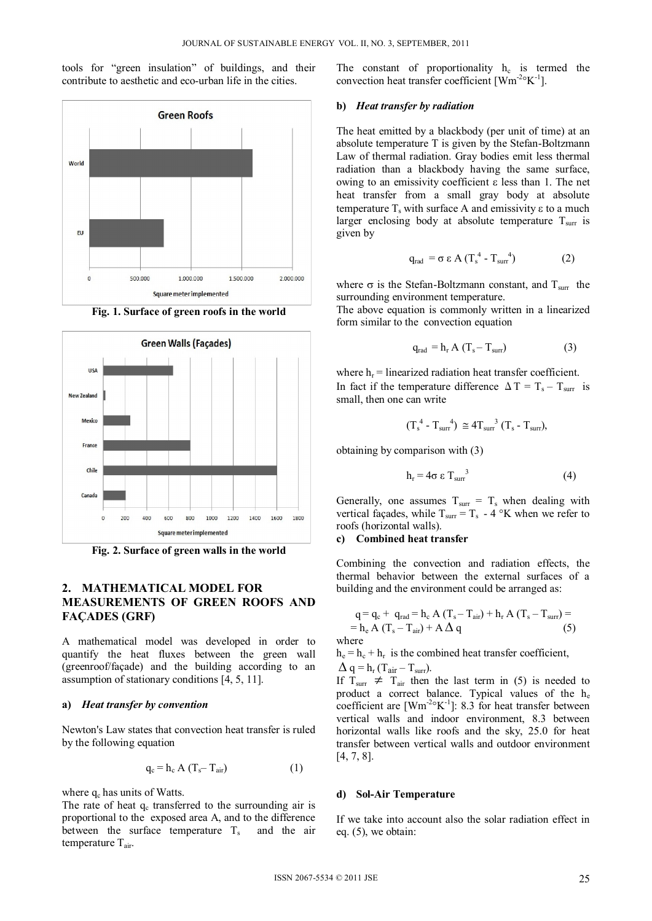tools for "green insulation" of buildings, and their contribute to aesthetic and eco-urban life in the cities.

Green Roofs

World

EU

0 500.000 1.000.000 1.500.000 2.000.000

Square meter implemented

**Fig. 1. Surface of green roofs in the world**

Green Walls (Façades)

USA

New Zealand

Mexico

France

Chile

Canada

0 200 400 600 800 1000 1200 1400 1600 1800

Square meter implemented

**Fig. 2. Surface of green walls in the world**

## 2. MATHEMATICAL MODEL FOR MEASUREMENTS OF GREEN ROOFS AND FAÇADES (GRF)

A mathematical model was developed in order to quantify the heat fluxes between the green wall (greenroof/façade) and the building according to an assumption of stationary conditions [4, 5, 11].

### a) *Heat transfer by convention*

Newton's Law states that convection heat transfer is ruled by the following equation

$$q_c = h_c\, A\, (T_s - T_{air}) \qquad (1)$$

where $q_c$ has units of Watts.

The rate of heat $q_c$ transferred to the surrounding air is proportional to the exposed area A, and to the difference between the surface temperature $T_s$ and the air temperature $T_{air}$.

The constant of proportionality $h_c$ is termed the convection heat transfer coefficient [$Wm^{-2}{}^{\circ}K^{-1}$].

### b) *Heat transfer by radiation*

The heat emitted by a blackbody (per unit of time) at an absolute temperature T is given by the Stefan-Boltzmann Law of thermal radiation. Gray bodies emit less thermal radiation than a blackbody having the same surface, owing to an emissivity coefficient ε less than 1. The net heat transfer from a small gray body at absolute temperature $T_s$ with surface A and emissivity ε to a much larger enclosing body at absolute temperature $T_{surr}$ is given by

$$q_{rad} = \sigma\, \varepsilon\, A\, (T_s^4 - T_{surr}^4) \qquad (2)$$

where σ is the Stefan-Boltzmann constant, and $T_{surr}$ the surrounding environment temperature.

The above equation is commonly written in a linearized form similar to the convection equation

$$q_{rad} = h_r\, A\, (T_s - T_{surr}) \qquad (3)$$

where $h_r$ = linearized radiation heat transfer coefficient.

In fact if the temperature difference $\Delta T = T_s - T_{surr}$ is small, then one can write

$$(T_s^4 - T_{surr}^4) \cong 4T_{surr}^3\, (T_s - T_{surr}),$$

obtaining by comparison with (3)

$$h_r = 4\sigma\, \varepsilon\, T_{surr}^3 \qquad (4)$$

Generally, one assumes $T_{surr} = T_s$ when dealing with vertical façades, while $T_{surr} = T_s - 4$ °K when we refer to roofs (horizontal walls).

### c) Combined heat transfer

Combining the convection and radiation effects, the thermal behavior between the external surfaces of a building and the environment could be arranged as:

$$q = q_c + q_{rad} = h_c\, A\, (T_s - T_{air}) + h_r\, A\, (T_s - T_{surr}) =$$
$$= h_e\, A\, (T_s - T_{air}) + A\, \Delta q \qquad (5)$$

where

$h_e = h_c + h_r$ is the combined heat transfer coefficient,

$\Delta q = h_r\, (T_{air} - T_{surr})$.

If $T_{surr} \neq T_{air}$ then the last term in (5) is needed to product a correct balance. Typical values of the $h_e$ coefficient are [$Wm^{-2}{}^{\circ}K^{-1}$]: 8.3 for heat transfer between vertical walls and indoor environment, 8.3 between horizontal walls like roofs and the sky, 25.0 for heat transfer between vertical walls and outdoor environment [4, 7, 8].

### d) Sol-Air Temperature

If we take into account also the solar radiation effect in eq. (5), we obtain: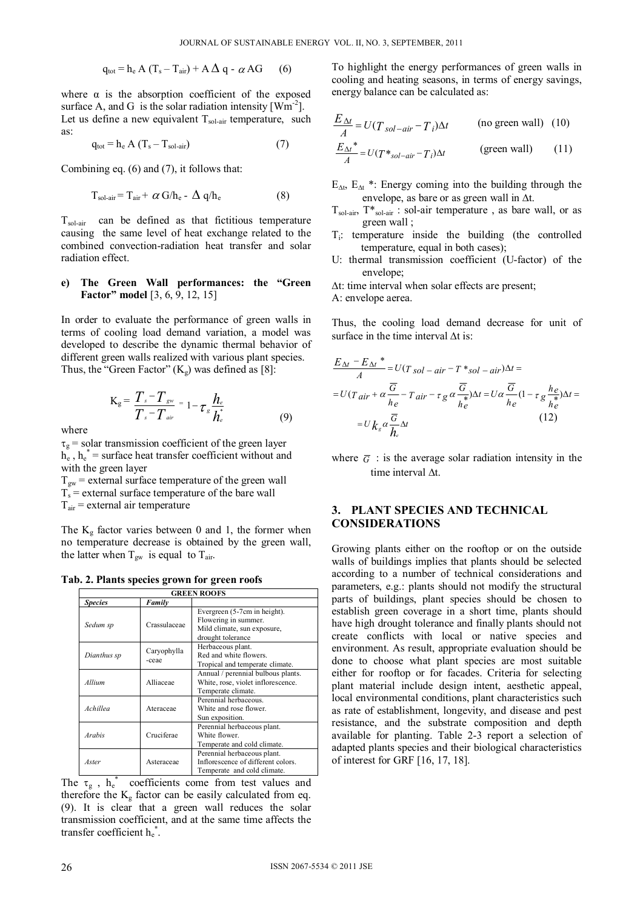$$q_{tot} = h_e\, A\, (T_s - T_{air}) + A\,\Delta q - \alpha\, AG \qquad (6)$$

where α is the absorption coefficient of the exposed surface A, and G is the solar radiation intensity [$Wm^{-2}$]. Let us define a new equivalent $T_{sol\text{-}air}$ temperature, such as:

$$q_{tot} = h_e\, A\, (T_s - T_{sol\text{-}air}) \qquad (7)$$

Combining eq. (6) and (7), it follows that:

$$T_{sol\text{-}air} = T_{air} + \alpha\, G/h_e - \Delta\, q/h_e \qquad (8)$$

$T_{sol\text{-}air}$ can be defined as that fictitious temperature causing the same level of heat exchange related to the combined convection-radiation heat transfer and solar radiation effect.

#### e) The Green Wall performances: the "Green Factor" model [3, 6, 9, 12, 15]

In order to evaluate the performance of green walls in terms of cooling load demand variation, a model was developed to describe the dynamic thermal behavior of different green walls realized with various plant species. Thus, the "Green Factor" ($K_g$) was defined as [8]:

$$K_g = \frac{T_s - T_{gw}}{T_s - T_{air}} = 1 - \tau_g \frac{h_e}{h_e^*} \qquad (9)$$

where

$\tau_g$ = solar transmission coefficient of the green layer
$h_e$, $h_e^*$ = surface heat transfer coefficient without and with the green layer
$T_{gw}$ = external surface temperature of the green wall
$T_s$ = external surface temperature of the bare wall
$T_{air}$ = external air temperature

The $K_g$ factor varies between 0 and 1, the former when no temperature decrease is obtained by the green wall, the latter when $T_{gw}$ is equal to $T_{air}$.

**Tab. 2. Plants species grown for green roofs**

| GREEN ROOFS | | |
|---|---|---|
| ***Species*** | ***Family*** | |
| *Sedum sp* | Crassulaceae | Evergreen (5-7cm in height). Flowering in summer. Mild climate, sun exposure, drought tolerance |
| *Dianthus sp* | Caryophyllaceae | Herbaceous plant. Red and white flowers. Tropical and temperate climate. |
| *Allium* | Alliaceae | Annual / perennial bulbous plants. White, rose, violet inflorescence. Temperate climate. |
| *Achillea* | Ateraceae | Perennial herbaceous. White and rose flower. Sun exposition. |
| *Arabis* | Cruciferae | Perennial herbaceous plant. White flower. Temperate and cold climate. |
| *Aster* | Asteraceae | Perennial herbaceous plant. Inflorescence of different colors. Temperate and cold climate. |

The $\tau_g$, $h_e^*$ coefficients come from test values and therefore the $K_g$ factor can be easily calculated from eq. (9). It is clear that a green wall reduces the solar transmission coefficient, and at the same time affects the transfer coefficient $h_e^*$.

To highlight the energy performances of green walls in cooling and heating seasons, in terms of energy savings, energy balance can be calculated as:

$$\frac{E_{\Delta t}}{A} = U(T_{sol-air} - T_i)\Delta t \qquad \text{(no green wall)} \quad (10)$$

$$\frac{E_{\Delta t}^*}{A} = U(T^*_{sol-air} - T_i)\Delta t \qquad \text{(green wall)} \quad (11)$$

$E_{\Delta t}$, $E_{\Delta t}$ *: Energy coming into the building through the envelope, as bare or as green wall in Δt.
$T_{sol\text{-}air}$, $T^*_{sol\text{-}air}$ : sol-air temperature , as bare wall, or as green wall ;
$T_i$: temperature inside the building (the controlled temperature, equal in both cases);
U: thermal transmission coefficient (U-factor) of the envelope;
Δt: time interval when solar effects are present;
A: envelope aerea.

Thus, the cooling load demand decrease for unit of surface in the time interval Δt is:

$$\begin{aligned}
\frac{E_{\Delta t} - E_{\Delta t}^*}{A} &= U(T_{sol-air} - T^*_{sol-air})\Delta t = \\
&= U(T_{air} + \alpha\frac{\overline{G}}{h_e} - T_{air} - \tau_g\,\alpha\frac{\overline{G}}{h_e^*})\Delta t = U\alpha\frac{\overline{G}}{h_e}(1 - \tau_g\frac{h_e}{h_e^*})\Delta t = \\
&= U\, k_g\, \alpha\frac{\overline{G}}{h_e}\Delta t
\end{aligned} \qquad (12)$$

where $\overline{G}$ : is the average solar radiation intensity in the time interval Δt.

## 3. PLANT SPECIES AND TECHNICAL CONSIDERATIONS

Growing plants either on the rooftop or on the outside walls of buildings implies that plants should be selected according to a number of technical considerations and parameters, e.g.: plants should not modify the structural parts of buildings, plant species should be chosen to establish green coverage in a short time, plants should have high drought tolerance and finally plants should not create conflicts with local or native species and environment. As result, appropriate evaluation should be done to choose what plant species are most suitable either for rooftop or for facades. Criteria for selecting plant material include design intent, aesthetic appeal, local environmental conditions, plant characteristics such as rate of establishment, longevity, and disease and pest resistance, and the substrate composition and depth available for planting. Table 2-3 report a selection of adapted plants species and their biological characteristics of interest for GRF [16, 17, 18].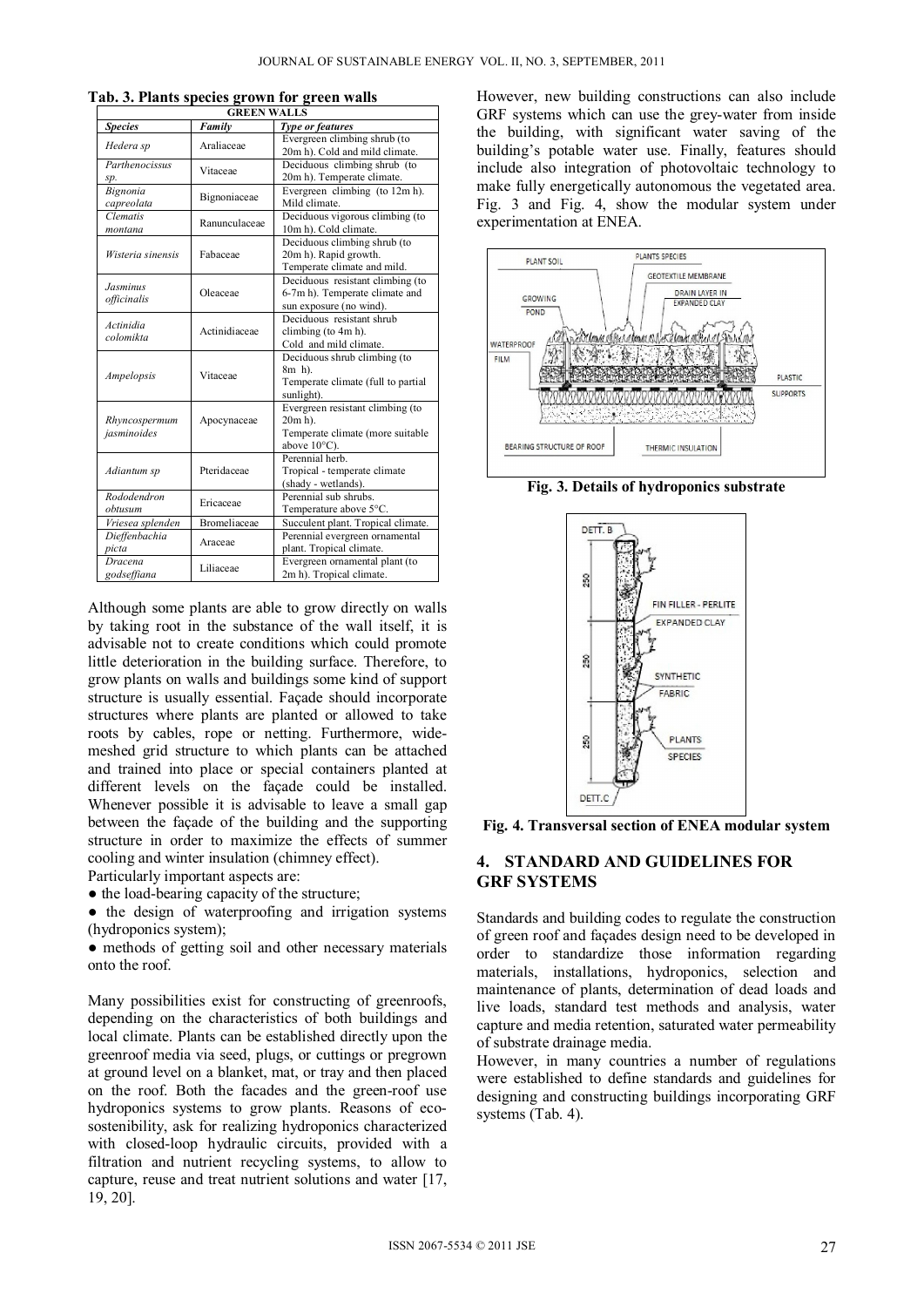**Tab. 3. Plants species grown for green walls**

| GREEN WALLS | | |
|---|---|---|
| *Species* | *Family* | *Type or features* |
| *Hedera sp* | Araliaceae | Evergreen climbing shrub (to 20m h). Cold and mild climate. |
| *Parthenocissus sp.* | Vitaceae | Deciduous climbing shrub (to 20m h). Temperate climate. |
| *Bignonia capreolata* | Bignoniaceae | Evergreen climbing (to 12m h). Mild climate. |
| *Clematis montana* | Ranunculaceae | Deciduous vigorous climbing (to 10m h). Cold climate. |
| *Wisteria sinensis* | Fabaceae | Deciduous climbing shrub (to 20m h). Rapid growth. Temperate climate and mild. |
| *Jasminus officinalis* | Oleaceae | Deciduous resistant climbing (to 6-7m h). Temperate climate and sun exposure (no wind). |
| *Actinidia colomikta* | Actinidiaceae | Deciduous resistant shrub climbing (to 4m h). Cold and mild climate. |
| *Ampelopsis* | Vitaceae | Deciduous shrub climbing (to 8m h). Temperate climate (full to partial sunlight). |
| *Rhyncospermum jasminoides* | Apocynaceae | Evergreen resistant climbing (to 20m h). Temperate climate (more suitable above 10°C). |
| *Adiantum sp* | Pteridaceae | Perennial herb. Tropical - temperate climate (shady - wetlands). |
| *Rododendron obtusum* | Ericaceae | Perennial sub shrubs. Temperature above 5°C. |
| *Vriesea splenden* | Bromeliaceae | Succulent plant. Tropical climate. |
| *Dieffenbachia picta* | Araceae | Perennial evergreen ornamental plant. Tropical climate. |
| *Dracena godseffiana* | Liliaceae | Evergreen ornamental plant (to 2m h). Tropical climate. |

Although some plants are able to grow directly on walls by taking root in the substance of the wall itself, it is advisable not to create conditions which could promote little deterioration in the building surface. Therefore, to grow plants on walls and buildings some kind of support structure is usually essential. Façade should incorporate structures where plants are planted or allowed to take roots by cables, rope or netting. Furthermore, wide-meshed grid structure to which plants can be attached and trained into place or special containers planted at different levels on the façade could be installed. Whenever possible it is advisable to leave a small gap between the façade of the building and the supporting structure in order to maximize the effects of summer cooling and winter insulation (chimney effect).

Particularly important aspects are:

- the load-bearing capacity of the structure;
- the design of waterproofing and irrigation systems (hydroponics system);
- methods of getting soil and other necessary materials onto the roof.

Many possibilities exist for constructing of greenroofs, depending on the characteristics of both buildings and local climate. Plants can be established directly upon the greenroof media via seed, plugs, or cuttings or pregrown at ground level on a blanket, mat, or tray and then placed on the roof. Both the facades and the green-roof use hydroponics systems to grow plants. Reasons of eco-sostenibility, ask for realizing hydroponics characterized with closed-loop hydraulic circuits, provided with a filtration and nutrient recycling systems, to allow to capture, reuse and treat nutrient solutions and water [17, 19, 20].

However, new building constructions can also include GRF systems which can use the grey-water from inside the building, with significant water saving of the building's potable water use. Finally, features should include also integration of photovoltaic technology to make fully energetically autonomous the vegetated area. Fig. 3 and Fig. 4, show the modular system under experimentation at ENEA.

**Fig. 3. Details of hydroponics substrate**

**Fig. 4. Transversal section of ENEA modular system**

## 4. STANDARD AND GUIDELINES FOR GRF SYSTEMS

Standards and building codes to regulate the construction of green roof and façades design need to be developed in order to standardize those information regarding materials, installations, hydroponics, selection and maintenance of plants, determination of dead loads and live loads, standard test methods and analysis, water capture and media retention, saturated water permeability of substrate drainage media.

However, in many countries a number of regulations were established to define standards and guidelines for designing and constructing buildings incorporating GRF systems (Tab. 4).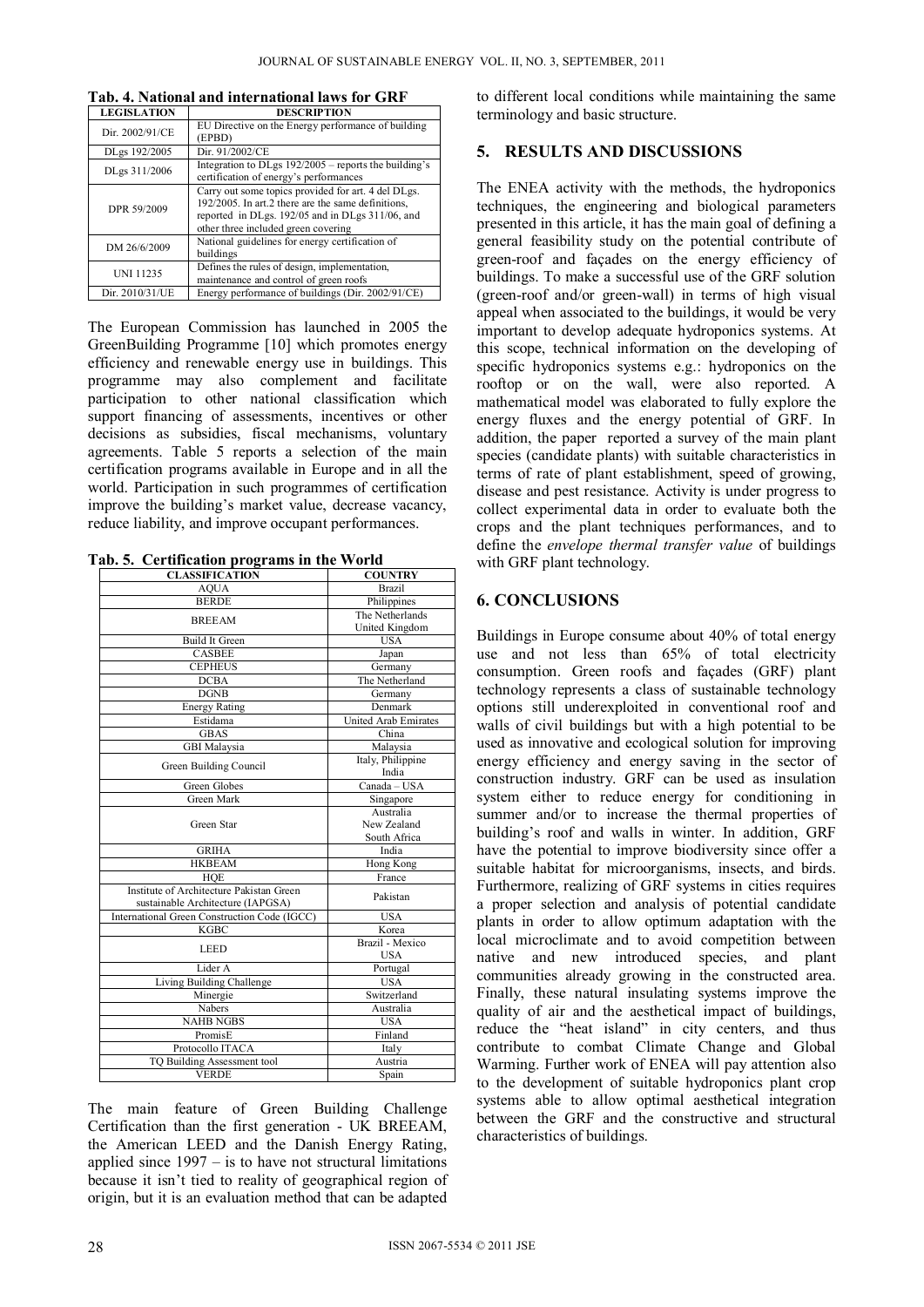**Tab. 4. National and international laws for GRF**

| LEGISLATION | DESCRIPTION |
|---|---|
| Dir. 2002/91/CE | EU Directive on the Energy performance of building (EPBD) |
| DLgs 192/2005 | Dir. 91/2002/CE |
| DLgs 311/2006 | Integration to DLgs 192/2005 – reports the building's certification of energy's performances |
| DPR 59/2009 | Carry out some topics provided for art. 4 del DLgs. 192/2005. In art.2 there are the same definitions, reported in DLgs. 192/05 and in DLgs 311/06, and other three included green covering |
| DM 26/6/2009 | National guidelines for energy certification of buildings |
| UNI 11235 | Defines the rules of design, implementation, maintenance and control of green roofs |
| Dir. 2010/31/UE | Energy performance of buildings (Dir. 2002/91/CE) |

The European Commission has launched in 2005 the GreenBuilding Programme [10] which promotes energy efficiency and renewable energy use in buildings. This programme may also complement and facilitate participation to other national classification which support financing of assessments, incentives or other decisions as subsidies, fiscal mechanisms, voluntary agreements. Table 5 reports a selection of the main certification programs available in Europe and in all the world. Participation in such programmes of certification improve the building's market value, decrease vacancy, reduce liability, and improve occupant performances.

**Tab. 5. Certification programs in the World**

| CLASSIFICATION | COUNTRY |
|---|---|
| AQUA | Brazil |
| BERDE | Philippines |
| BREEAM | The Netherlands United Kingdom |
| Build It Green | USA |
| CASBEE | Japan |
| CEPHEUS | Germany |
| DCBA | The Netherland |
| DGNB | Germany |
| Energy Rating | Denmark |
| Estidama | United Arab Emirates |
| GBAS | China |
| GBI Malaysia | Malaysia |
| Green Building Council | Italy, Philippine India |
| Green Globes | Canada – USA |
| Green Mark | Singapore |
| Green Star | Australia New Zealand South Africa |
| GRIHA | India |
| HKBEAM | Hong Kong |
| HQE | France |
| Institute of Architecture Pakistan Green sustainable Architecture (IAPGSA) | Pakistan |
| International Green Construction Code (IGCC) | USA |
| KGBC | Korea |
| LEED | Brazil - Mexico USA |
| Lider A | Portugal |
| Living Building Challenge | USA |
| Minergie | Switzerland |
| Nabers | Australia |
| NAHB NGBS | USA |
| PromisE | Finland |
| Protocollo ITACA | Italy |
| TQ Building Assessment tool | Austria |
| VERDE | Spain |

The main feature of Green Building Challenge Certification than the first generation - UK BREEAM, the American LEED and the Danish Energy Rating, applied since 1997 – is to have not structural limitations because it isn't tied to reality of geographical region of origin, but it is an evaluation method that can be adapted to different local conditions while maintaining the same terminology and basic structure.

## 5. RESULTS AND DISCUSSIONS

The ENEA activity with the methods, the hydroponics techniques, the engineering and biological parameters presented in this article, it has the main goal of defining a general feasibility study on the potential contribute of green-roof and façades on the energy efficiency of buildings. To make a successful use of the GRF solution (green-roof and/or green-wall) in terms of high visual appeal when associated to the buildings, it would be very important to develop adequate hydroponics systems. At this scope, technical information on the developing of specific hydroponics systems e.g.: hydroponics on the rooftop or on the wall, were also reported. A mathematical model was elaborated to fully explore the energy fluxes and the energy potential of GRF. In addition, the paper reported a survey of the main plant species (candidate plants) with suitable characteristics in terms of rate of plant establishment, speed of growing, disease and pest resistance. Activity is under progress to collect experimental data in order to evaluate both the crops and the plant techniques performances, and to define the *envelope thermal transfer value* of buildings with GRF plant technology.

## 6. CONCLUSIONS

Buildings in Europe consume about 40% of total energy use and not less than 65% of total electricity consumption. Green roofs and façades (GRF) plant technology represents a class of sustainable technology options still underexploited in conventional roof and walls of civil buildings but with a high potential to be used as innovative and ecological solution for improving energy efficiency and energy saving in the sector of construction industry. GRF can be used as insulation system either to reduce energy for conditioning in summer and/or to increase the thermal properties of building's roof and walls in winter. In addition, GRF have the potential to improve biodiversity since offer a suitable habitat for microorganisms, insects, and birds. Furthermore, realizing of GRF systems in cities requires a proper selection and analysis of potential candidate plants in order to allow optimum adaptation with the local microclimate and to avoid competition between native and new introduced species, and plant communities already growing in the constructed area. Finally, these natural insulating systems improve the quality of air and the aesthetical impact of buildings, reduce the "heat island" in city centers, and thus contribute to combat Climate Change and Global Warming. Further work of ENEA will pay attention also to the development of suitable hydroponics plant crop systems able to allow optimal aesthetical integration between the GRF and the constructive and structural characteristics of buildings.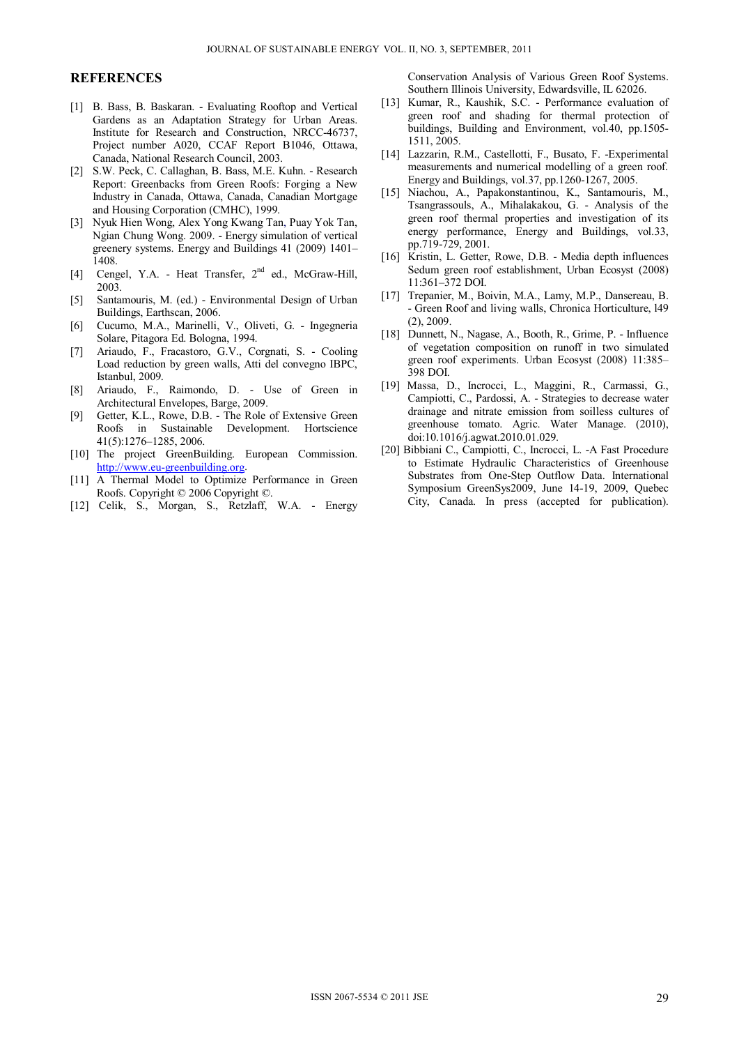## REFERENCES

[1] B. Bass, B. Baskaran. - Evaluating Rooftop and Vertical Gardens as an Adaptation Strategy for Urban Areas. Institute for Research and Construction, NRCC-46737, Project number A020, CCAF Report B1046, Ottawa, Canada, National Research Council, 2003.

[2] S.W. Peck, C. Callaghan, B. Bass, M.E. Kuhn. - Research Report: Greenbacks from Green Roofs: Forging a New Industry in Canada, Ottawa, Canada, Canadian Mortgage and Housing Corporation (CMHC), 1999.

[3] Nyuk Hien Wong, Alex Yong Kwang Tan, Puay Yok Tan, Ngian Chung Wong. 2009. - Energy simulation of vertical greenery systems. Energy and Buildings 41 (2009) 1401–1408.

[4] Cengel, Y.A. - Heat Transfer, 2nd ed., McGraw-Hill, 2003.

[5] Santamouris, M. (ed.) - Environmental Design of Urban Buildings, Earthscan, 2006.

[6] Cucumo, M.A., Marinelli, V., Oliveti, G. - Ingegneria Solare, Pitagora Ed. Bologna, 1994.

[7] Ariaudo, F., Fracastoro, G.V., Corgnati, S. - Cooling Load reduction by green walls, Atti del convegno IBPC, Istanbul, 2009.

[8] Ariaudo, F., Raimondo, D. - Use of Green in Architectural Envelopes, Barge, 2009.

[9] Getter, K.L., Rowe, D.B. - The Role of Extensive Green Roofs in Sustainable Development. Hortscience 41(5):1276–1285, 2006.

[10] The project GreenBuilding. European Commission. http://www.eu-greenbuilding.org.

[11] A Thermal Model to Optimize Performance in Green Roofs. Copyright © 2006 Copyright ©.

[12] Celik, S., Morgan, S., Retzlaff, W.A. - Energy Conservation Analysis of Various Green Roof Systems. Southern Illinois University, Edwardsville, IL 62026.

[13] Kumar, R., Kaushik, S.C. - Performance evaluation of green roof and shading for thermal protection of buildings, Building and Environment, vol.40, pp.1505-1511, 2005.

[14] Lazzarin, R.M., Castellotti, F., Busato, F. -Experimental measurements and numerical modelling of a green roof. Energy and Buildings, vol.37, pp.1260-1267, 2005.

[15] Niachou, A., Papakonstantinou, K., Santamouris, M., Tsangrassouls, A., Mihalakakou, G. - Analysis of the green roof thermal properties and investigation of its energy performance, Energy and Buildings, vol.33, pp.719-729, 2001.

[16] Kristin, L. Getter, Rowe, D.B. - Media depth influences Sedum green roof establishment, Urban Ecosyst (2008) 11:361–372 DOI.

[17] Trepanier, M., Boivin, M.A., Lamy, M.P., Dansereau, B. - Green Roof and living walls, Chronica Horticulture, l49 (2), 2009.

[18] Dunnett, N., Nagase, A., Booth, R., Grime, P. - Influence of vegetation composition on runoff in two simulated green roof experiments. Urban Ecosyst (2008) 11:385–398 DOI.

[19] Massa, D., Incrocci, L., Maggini, R., Carmassi, G., Campiotti, C., Pardossi, A. - Strategies to decrease water drainage and nitrate emission from soilless cultures of greenhouse tomato. Agric. Water Manage. (2010), doi:10.1016/j.agwat.2010.01.029.

[20] Bibbiani C., Campiotti, C., Incrocci, L. -A Fast Procedure to Estimate Hydraulic Characteristics of Greenhouse Substrates from One-Step Outflow Data. International Symposium GreenSys2009, June 14-19, 2009, Quebec City, Canada. In press (accepted for publication).